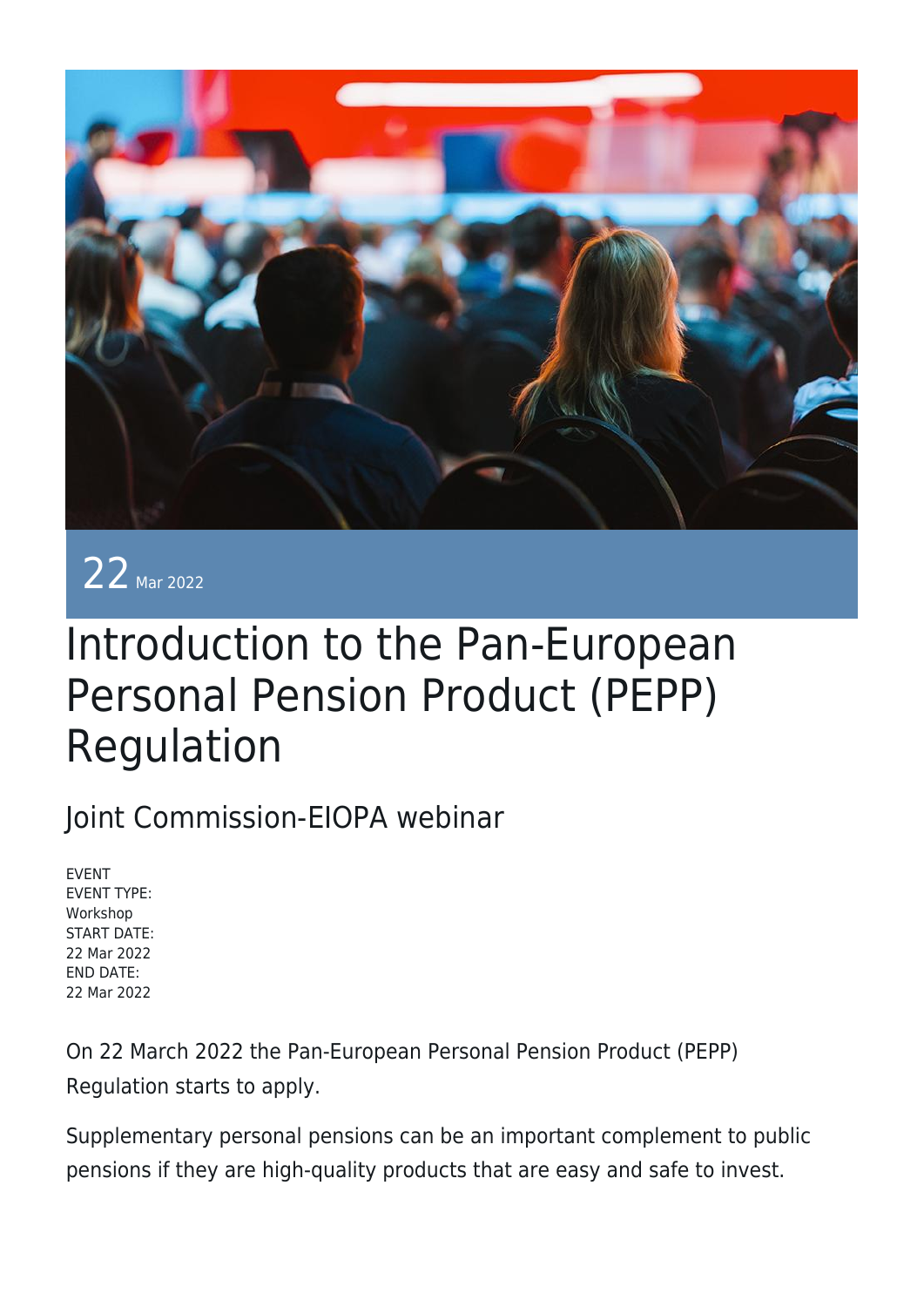22 Mar 2022

# Introduction to the Pan-European Personal Pension Product (PEPP) Regulation

## Joint Commission-EIOPA webinar

EVENT
EVENT TYPE:
Workshop
START DATE:
22 Mar 2022
END DATE:
22 Mar 2022

On 22 March 2022 the Pan-European Personal Pension Product (PEPP) Regulation starts to apply.

Supplementary personal pensions can be an important complement to public pensions if they are high-quality products that are easy and safe to invest.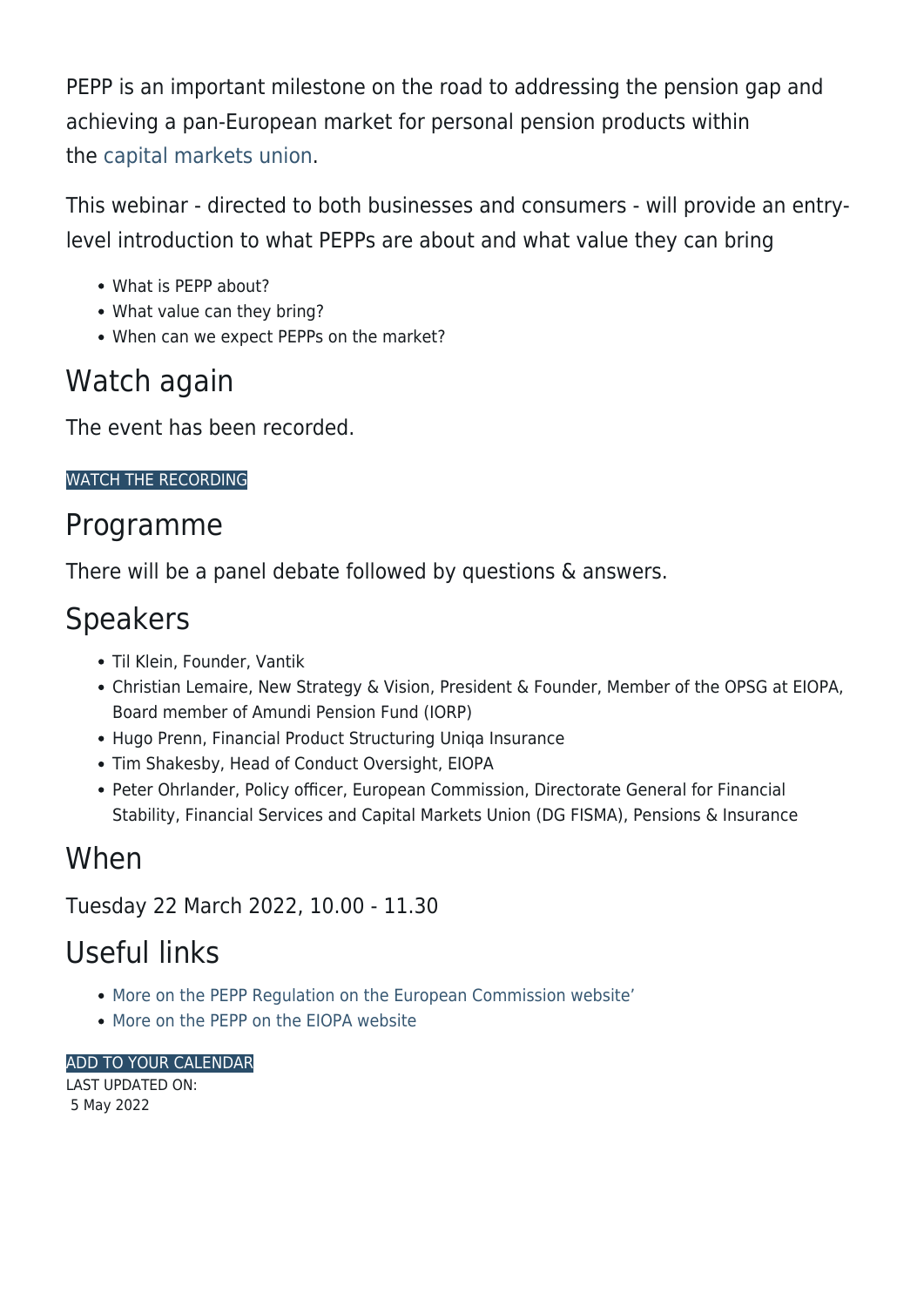PEPP is an important milestone on the road to addressing the pension gap and achieving a pan-European market for personal pension products within the capital markets union.

This webinar - directed to both businesses and consumers - will provide an entry-level introduction to what PEPPs are about and what value they can bring

- What is PEPP about?
- What value can they bring?
- When can we expect PEPPs on the market?

## Watch again

The event has been recorded.

WATCH THE RECORDING

## Programme

There will be a panel debate followed by questions & answers.

## Speakers

- Til Klein, Founder, Vantik
- Christian Lemaire, New Strategy & Vision, President & Founder, Member of the OPSG at EIOPA, Board member of Amundi Pension Fund (IORP)
- Hugo Prenn, Financial Product Structuring Uniqa Insurance
- Tim Shakesby, Head of Conduct Oversight, EIOPA
- Peter Ohrlander, Policy officer, European Commission, Directorate General for Financial Stability, Financial Services and Capital Markets Union (DG FISMA), Pensions & Insurance

## When

Tuesday 22 March 2022, 10.00 - 11.30

## Useful links

- More on the PEPP Regulation on the European Commission website'
- More on the PEPP on the EIOPA website

ADD TO YOUR CALENDAR

LAST UPDATED ON:
5 May 2022